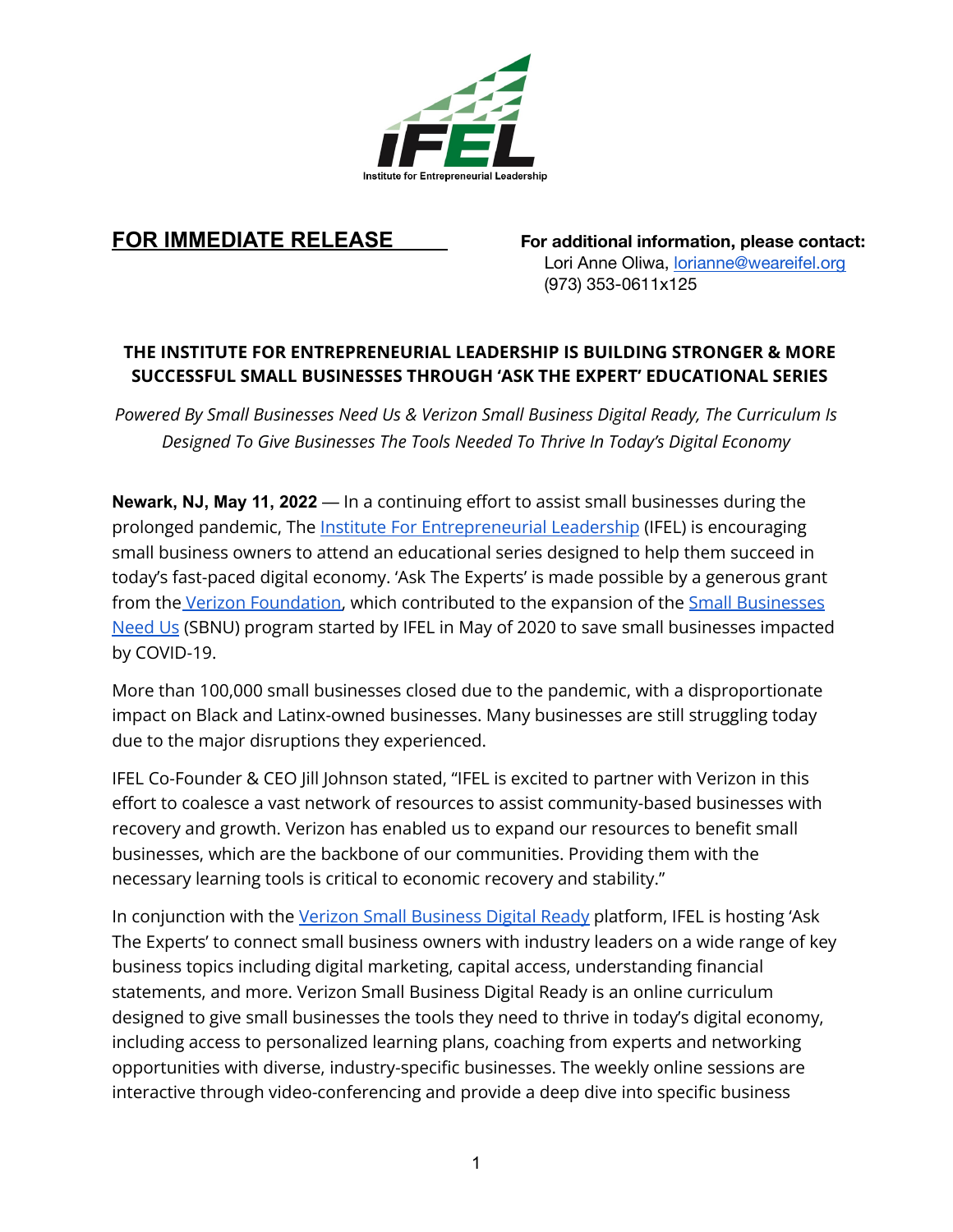Institute for Entrepreneurial Leadership

**FOR IMMEDIATE RELEASE**

**For additional information, please contact:**
Lori Anne Oliwa, lorianne@weareifel.org
(973) 353-0611x125

## THE INSTITUTE FOR ENTREPRENEURIAL LEADERSHIP IS BUILDING STRONGER & MORE SUCCESSFUL SMALL BUSINESSES THROUGH 'ASK THE EXPERT' EDUCATIONAL SERIES

*Powered By Small Businesses Need Us & Verizon Small Business Digital Ready, The Curriculum Is Designed To Give Businesses The Tools Needed To Thrive In Today's Digital Economy*

**Newark, NJ, May 11, 2022** — In a continuing effort to assist small businesses during the prolonged pandemic, The Institute For Entrepreneurial Leadership (IFEL) is encouraging small business owners to attend an educational series designed to help them succeed in today's fast-paced digital economy. 'Ask The Experts' is made possible by a generous grant from the Verizon Foundation, which contributed to the expansion of the Small Businesses Need Us (SBNU) program started by IFEL in May of 2020 to save small businesses impacted by COVID-19.

More than 100,000 small businesses closed due to the pandemic, with a disproportionate impact on Black and Latinx-owned businesses. Many businesses are still struggling today due to the major disruptions they experienced.

IFEL Co-Founder & CEO Jill Johnson stated, "IFEL is excited to partner with Verizon in this effort to coalesce a vast network of resources to assist community-based businesses with recovery and growth. Verizon has enabled us to expand our resources to benefit small businesses, which are the backbone of our communities. Providing them with the necessary learning tools is critical to economic recovery and stability."

In conjunction with the Verizon Small Business Digital Ready platform, IFEL is hosting 'Ask The Experts' to connect small business owners with industry leaders on a wide range of key business topics including digital marketing, capital access, understanding financial statements, and more. Verizon Small Business Digital Ready is an online curriculum designed to give small businesses the tools they need to thrive in today's digital economy, including access to personalized learning plans, coaching from experts and networking opportunities with diverse, industry-specific businesses. The weekly online sessions are interactive through video-conferencing and provide a deep dive into specific business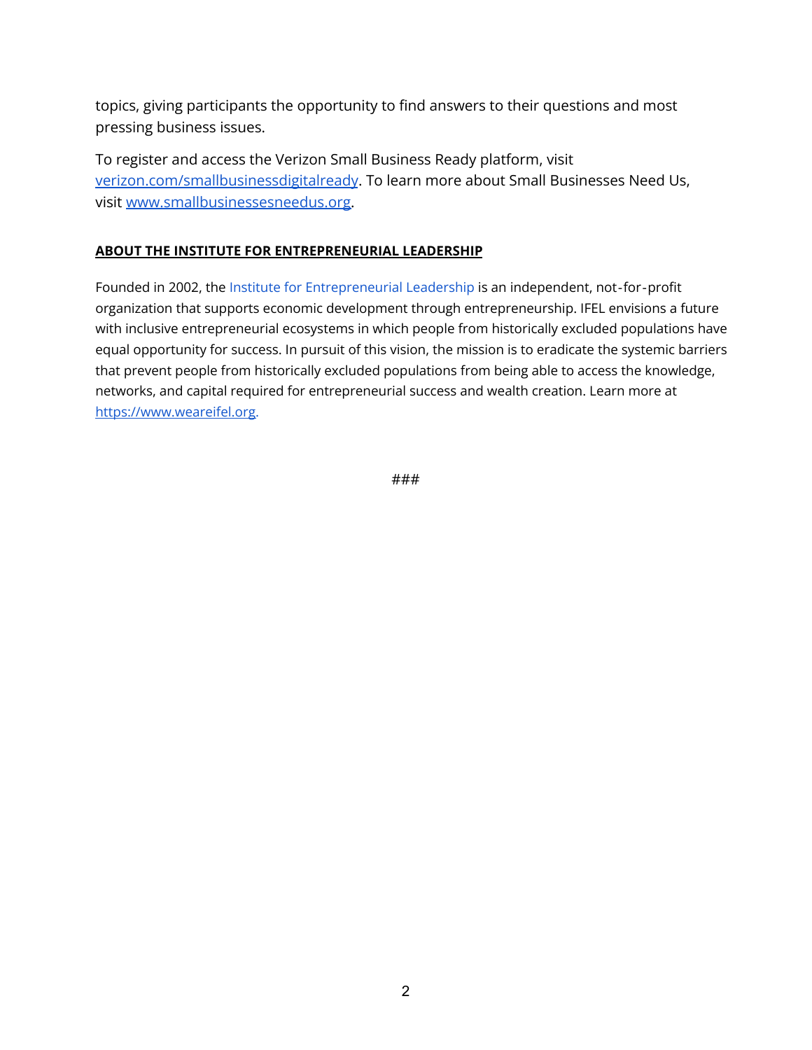topics, giving participants the opportunity to find answers to their questions and most pressing business issues.

To register and access the Verizon Small Business Ready platform, visit verizon.com/smallbusinessdigitalready. To learn more about Small Businesses Need Us, visit www.smallbusinessesneedus.org.

## ABOUT THE INSTITUTE FOR ENTREPRENEURIAL LEADERSHIP

Founded in 2002, the Institute for Entrepreneurial Leadership is an independent, not-for-profit organization that supports economic development through entrepreneurship. IFEL envisions a future with inclusive entrepreneurial ecosystems in which people from historically excluded populations have equal opportunity for success. In pursuit of this vision, the mission is to eradicate the systemic barriers that prevent people from historically excluded populations from being able to access the knowledge, networks, and capital required for entrepreneurial success and wealth creation. Learn more at https://www.weareifel.org.

###